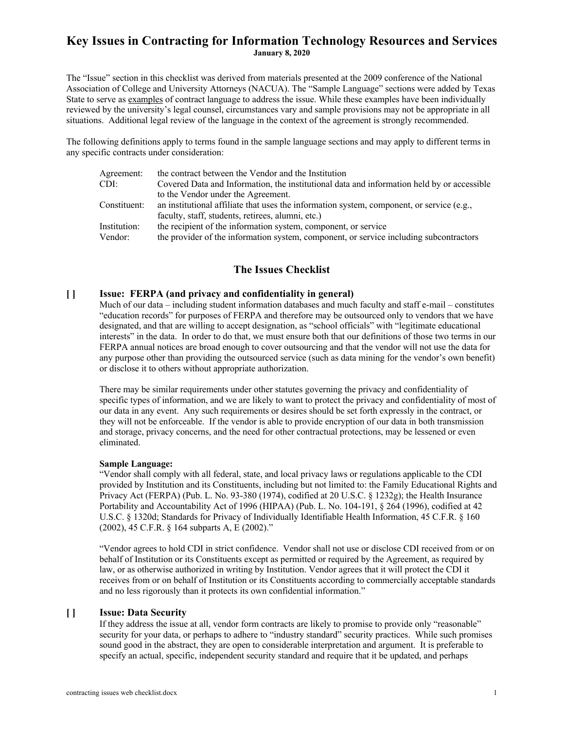# Key Issues in Contracting for Information Technology Resources and Services

**January 8, 2020**

The "Issue" section in this checklist was derived from materials presented at the 2009 conference of the National Association of College and University Attorneys (NACUA). The "Sample Language" sections were added by Texas State to serve as examples of contract language to address the issue. While these examples have been individually reviewed by the university's legal counsel, circumstances vary and sample provisions may not be appropriate in all situations. Additional legal review of the language in the context of the agreement is strongly recommended.

The following definitions apply to terms found in the sample language sections and may apply to different terms in any specific contracts under consideration:

| | |
|---|---|
| Agreement: | the contract between the Vendor and the Institution |
| CDI: | Covered Data and Information, the institutional data and information held by or accessible to the Vendor under the Agreement. |
| Constituent: | an institutional affiliate that uses the information system, component, or service (e.g., faculty, staff, students, retirees, alumni, etc.) |
| Institution: | the recipient of the information system, component, or service |
| Vendor: | the provider of the information system, component, or service including subcontractors |

## The Issues Checklist

### [ ] Issue: FERPA (and privacy and confidentiality in general)

Much of our data – including student information databases and much faculty and staff e-mail – constitutes "education records" for purposes of FERPA and therefore may be outsourced only to vendors that we have designated, and that are willing to accept designation, as "school officials" with "legitimate educational interests" in the data. In order to do that, we must ensure both that our definitions of those two terms in our FERPA annual notices are broad enough to cover outsourcing and that the vendor will not use the data for any purpose other than providing the outsourced service (such as data mining for the vendor's own benefit) or disclose it to others without appropriate authorization.

There may be similar requirements under other statutes governing the privacy and confidentiality of specific types of information, and we are likely to want to protect the privacy and confidentiality of most of our data in any event. Any such requirements or desires should be set forth expressly in the contract, or they will not be enforceable. If the vendor is able to provide encryption of our data in both transmission and storage, privacy concerns, and the need for other contractual protections, may be lessened or even eliminated.

**Sample Language:**

"Vendor shall comply with all federal, state, and local privacy laws or regulations applicable to the CDI provided by Institution and its Constituents, including but not limited to: the Family Educational Rights and Privacy Act (FERPA) (Pub. L. No. 93-380 (1974), codified at 20 U.S.C. § 1232g); the Health Insurance Portability and Accountability Act of 1996 (HIPAA) (Pub. L. No. 104-191, § 264 (1996), codified at 42 U.S.C. § 1320d; Standards for Privacy of Individually Identifiable Health Information, 45 C.F.R. § 160 (2002), 45 C.F.R. § 164 subparts A, E (2002)."

"Vendor agrees to hold CDI in strict confidence. Vendor shall not use or disclose CDI received from or on behalf of Institution or its Constituents except as permitted or required by the Agreement, as required by law, or as otherwise authorized in writing by Institution. Vendor agrees that it will protect the CDI it receives from or on behalf of Institution or its Constituents according to commercially acceptable standards and no less rigorously than it protects its own confidential information."

### [ ] Issue: Data Security

If they address the issue at all, vendor form contracts are likely to promise to provide only "reasonable" security for your data, or perhaps to adhere to "industry standard" security practices. While such promises sound good in the abstract, they are open to considerable interpretation and argument. It is preferable to specify an actual, specific, independent security standard and require that it be updated, and perhaps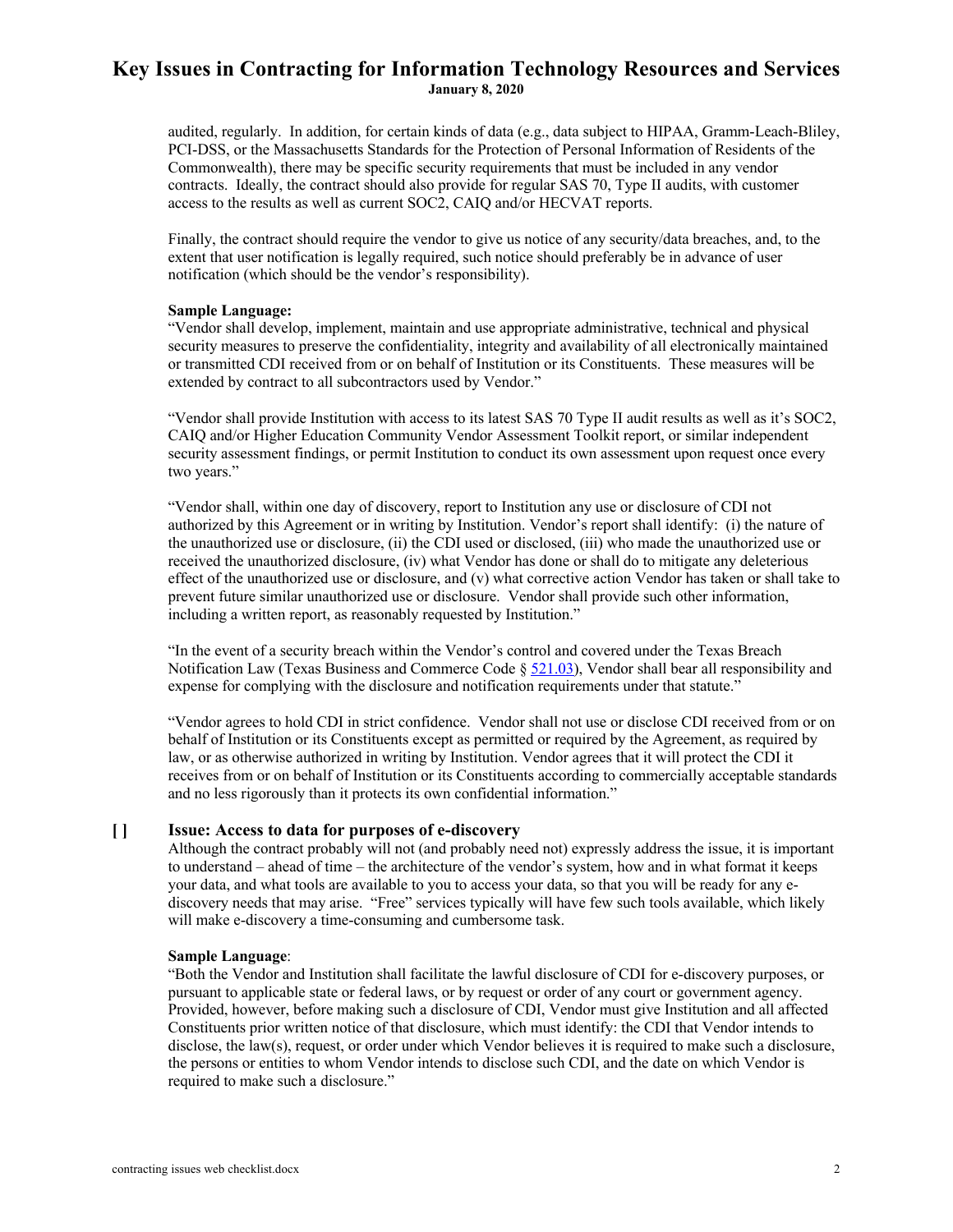audited, regularly. In addition, for certain kinds of data (e.g., data subject to HIPAA, Gramm-Leach-Bliley, PCI-DSS, or the Massachusetts Standards for the Protection of Personal Information of Residents of the Commonwealth), there may be specific security requirements that must be included in any vendor contracts. Ideally, the contract should also provide for regular SAS 70, Type II audits, with customer access to the results as well as current SOC2, CAIQ and/or HECVAT reports.

Finally, the contract should require the vendor to give us notice of any security/data breaches, and, to the extent that user notification is legally required, such notice should preferably be in advance of user notification (which should be the vendor's responsibility).

**Sample Language:**

"Vendor shall develop, implement, maintain and use appropriate administrative, technical and physical security measures to preserve the confidentiality, integrity and availability of all electronically maintained or transmitted CDI received from or on behalf of Institution or its Constituents. These measures will be extended by contract to all subcontractors used by Vendor."

"Vendor shall provide Institution with access to its latest SAS 70 Type II audit results as well as it's SOC2, CAIQ and/or Higher Education Community Vendor Assessment Toolkit report, or similar independent security assessment findings, or permit Institution to conduct its own assessment upon request once every two years."

"Vendor shall, within one day of discovery, report to Institution any use or disclosure of CDI not authorized by this Agreement or in writing by Institution. Vendor's report shall identify: (i) the nature of the unauthorized use or disclosure, (ii) the CDI used or disclosed, (iii) who made the unauthorized use or received the unauthorized disclosure, (iv) what Vendor has done or shall do to mitigate any deleterious effect of the unauthorized use or disclosure, and (v) what corrective action Vendor has taken or shall take to prevent future similar unauthorized use or disclosure. Vendor shall provide such other information, including a written report, as reasonably requested by Institution."

"In the event of a security breach within the Vendor's control and covered under the Texas Breach Notification Law (Texas Business and Commerce Code § 521.03), Vendor shall bear all responsibility and expense for complying with the disclosure and notification requirements under that statute."

"Vendor agrees to hold CDI in strict confidence. Vendor shall not use or disclose CDI received from or on behalf of Institution or its Constituents except as permitted or required by the Agreement, as required by law, or as otherwise authorized in writing by Institution. Vendor agrees that it will protect the CDI it receives from or on behalf of Institution or its Constituents according to commercially acceptable standards and no less rigorously than it protects its own confidential information."

### [ ] Issue: Access to data for purposes of e-discovery

Although the contract probably will not (and probably need not) expressly address the issue, it is important to understand – ahead of time – the architecture of the vendor's system, how and in what format it keeps your data, and what tools are available to you to access your data, so that you will be ready for any e-discovery needs that may arise. "Free" services typically will have few such tools available, which likely will make e-discovery a time-consuming and cumbersome task.

**Sample Language**:

"Both the Vendor and Institution shall facilitate the lawful disclosure of CDI for e-discovery purposes, or pursuant to applicable state or federal laws, or by request or order of any court or government agency. Provided, however, before making such a disclosure of CDI, Vendor must give Institution and all affected Constituents prior written notice of that disclosure, which must identify: the CDI that Vendor intends to disclose, the law(s), request, or order under which Vendor believes it is required to make such a disclosure, the persons or entities to whom Vendor intends to disclose such CDI, and the date on which Vendor is required to make such a disclosure."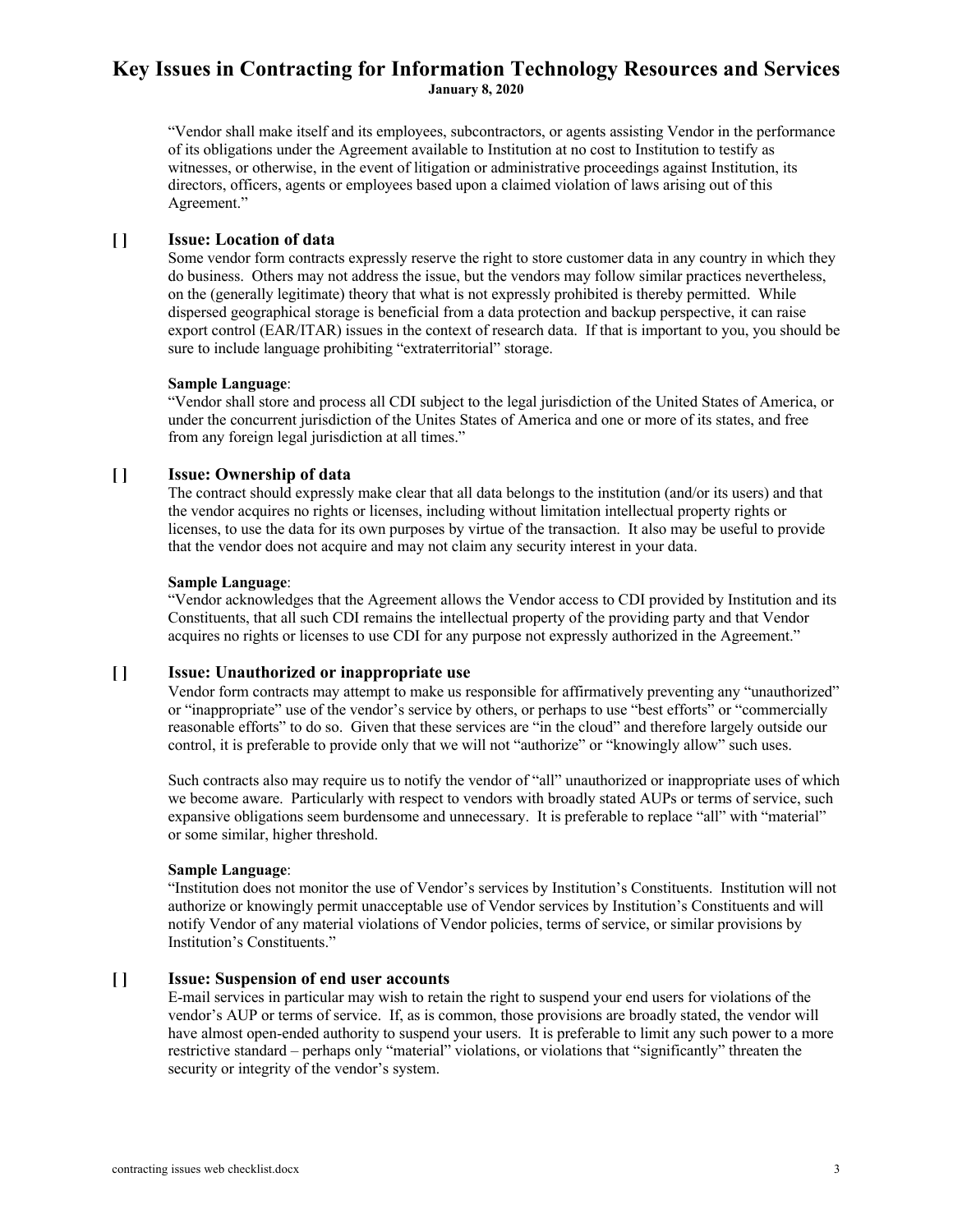"Vendor shall make itself and its employees, subcontractors, or agents assisting Vendor in the performance of its obligations under the Agreement available to Institution at no cost to Institution to testify as witnesses, or otherwise, in the event of litigation or administrative proceedings against Institution, its directors, officers, agents or employees based upon a claimed violation of laws arising out of this Agreement."

### [ ] Issue: Location of data

Some vendor form contracts expressly reserve the right to store customer data in any country in which they do business. Others may not address the issue, but the vendors may follow similar practices nevertheless, on the (generally legitimate) theory that what is not expressly prohibited is thereby permitted. While dispersed geographical storage is beneficial from a data protection and backup perspective, it can raise export control (EAR/ITAR) issues in the context of research data. If that is important to you, you should be sure to include language prohibiting "extraterritorial" storage.

**Sample Language**:
"Vendor shall store and process all CDI subject to the legal jurisdiction of the United States of America, or under the concurrent jurisdiction of the Unites States of America and one or more of its states, and free from any foreign legal jurisdiction at all times."

### [ ] Issue: Ownership of data

The contract should expressly make clear that all data belongs to the institution (and/or its users) and that the vendor acquires no rights or licenses, including without limitation intellectual property rights or licenses, to use the data for its own purposes by virtue of the transaction. It also may be useful to provide that the vendor does not acquire and may not claim any security interest in your data.

**Sample Language**:
"Vendor acknowledges that the Agreement allows the Vendor access to CDI provided by Institution and its Constituents, that all such CDI remains the intellectual property of the providing party and that Vendor acquires no rights or licenses to use CDI for any purpose not expressly authorized in the Agreement."

### [ ] Issue: Unauthorized or inappropriate use

Vendor form contracts may attempt to make us responsible for affirmatively preventing any "unauthorized" or "inappropriate" use of the vendor's service by others, or perhaps to use "best efforts" or "commercially reasonable efforts" to do so. Given that these services are "in the cloud" and therefore largely outside our control, it is preferable to provide only that we will not "authorize" or "knowingly allow" such uses.

Such contracts also may require us to notify the vendor of "all" unauthorized or inappropriate uses of which we become aware. Particularly with respect to vendors with broadly stated AUPs or terms of service, such expansive obligations seem burdensome and unnecessary. It is preferable to replace "all" with "material" or some similar, higher threshold.

**Sample Language**:
"Institution does not monitor the use of Vendor's services by Institution's Constituents. Institution will not authorize or knowingly permit unacceptable use of Vendor services by Institution's Constituents and will notify Vendor of any material violations of Vendor policies, terms of service, or similar provisions by Institution's Constituents."

### [ ] Issue: Suspension of end user accounts

E-mail services in particular may wish to retain the right to suspend your end users for violations of the vendor's AUP or terms of service. If, as is common, those provisions are broadly stated, the vendor will have almost open-ended authority to suspend your users. It is preferable to limit any such power to a more restrictive standard – perhaps only "material" violations, or violations that "significantly" threaten the security or integrity of the vendor's system.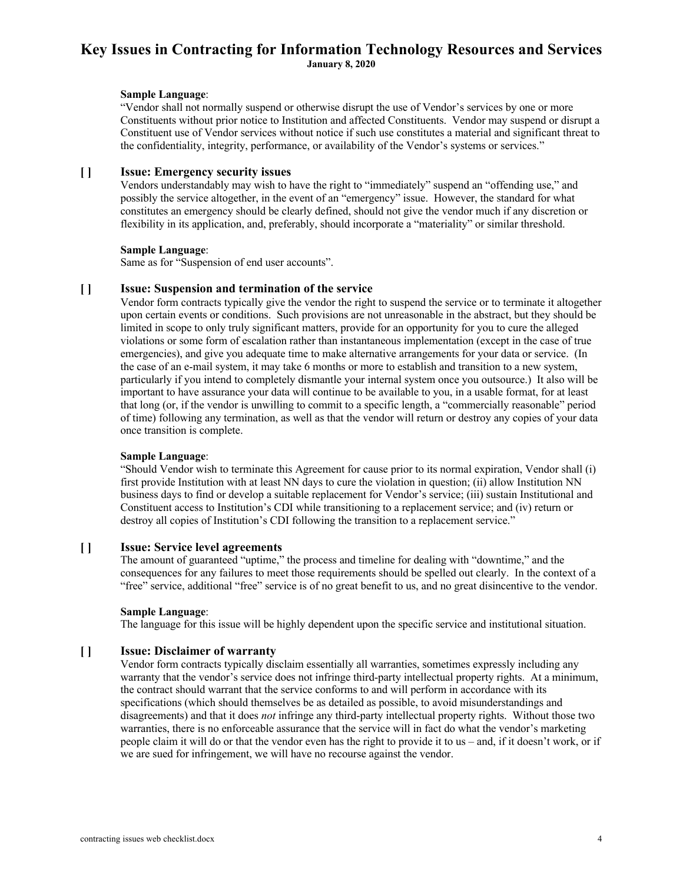**Sample Language**:
"Vendor shall not normally suspend or otherwise disrupt the use of Vendor's services by one or more Constituents without prior notice to Institution and affected Constituents. Vendor may suspend or disrupt a Constituent use of Vendor services without notice if such use constitutes a material and significant threat to the confidentiality, integrity, performance, or availability of the Vendor's systems or services."

### [ ] Issue: Emergency security issues

Vendors understandably may wish to have the right to "immediately" suspend an "offending use," and possibly the service altogether, in the event of an "emergency" issue. However, the standard for what constitutes an emergency should be clearly defined, should not give the vendor much if any discretion or flexibility in its application, and, preferably, should incorporate a "materiality" or similar threshold.

**Sample Language**:
Same as for "Suspension of end user accounts".

### [ ] Issue: Suspension and termination of the service

Vendor form contracts typically give the vendor the right to suspend the service or to terminate it altogether upon certain events or conditions. Such provisions are not unreasonable in the abstract, but they should be limited in scope to only truly significant matters, provide for an opportunity for you to cure the alleged violations or some form of escalation rather than instantaneous implementation (except in the case of true emergencies), and give you adequate time to make alternative arrangements for your data or service. (In the case of an e-mail system, it may take 6 months or more to establish and transition to a new system, particularly if you intend to completely dismantle your internal system once you outsource.) It also will be important to have assurance your data will continue to be available to you, in a usable format, for at least that long (or, if the vendor is unwilling to commit to a specific length, a "commercially reasonable" period of time) following any termination, as well as that the vendor will return or destroy any copies of your data once transition is complete.

**Sample Language**:
"Should Vendor wish to terminate this Agreement for cause prior to its normal expiration, Vendor shall (i) first provide Institution with at least NN days to cure the violation in question; (ii) allow Institution NN business days to find or develop a suitable replacement for Vendor's service; (iii) sustain Institutional and Constituent access to Institution's CDI while transitioning to a replacement service; and (iv) return or destroy all copies of Institution's CDI following the transition to a replacement service."

### [ ] Issue: Service level agreements

The amount of guaranteed "uptime," the process and timeline for dealing with "downtime," and the consequences for any failures to meet those requirements should be spelled out clearly. In the context of a "free" service, additional "free" service is of no great benefit to us, and no great disincentive to the vendor.

**Sample Language**:
The language for this issue will be highly dependent upon the specific service and institutional situation.

### [ ] Issue: Disclaimer of warranty

Vendor form contracts typically disclaim essentially all warranties, sometimes expressly including any warranty that the vendor's service does not infringe third-party intellectual property rights. At a minimum, the contract should warrant that the service conforms to and will perform in accordance with its specifications (which should themselves be as detailed as possible, to avoid misunderstandings and disagreements) and that it does *not* infringe any third-party intellectual property rights. Without those two warranties, there is no enforceable assurance that the service will in fact do what the vendor's marketing people claim it will do or that the vendor even has the right to provide it to us – and, if it doesn't work, or if we are sued for infringement, we will have no recourse against the vendor.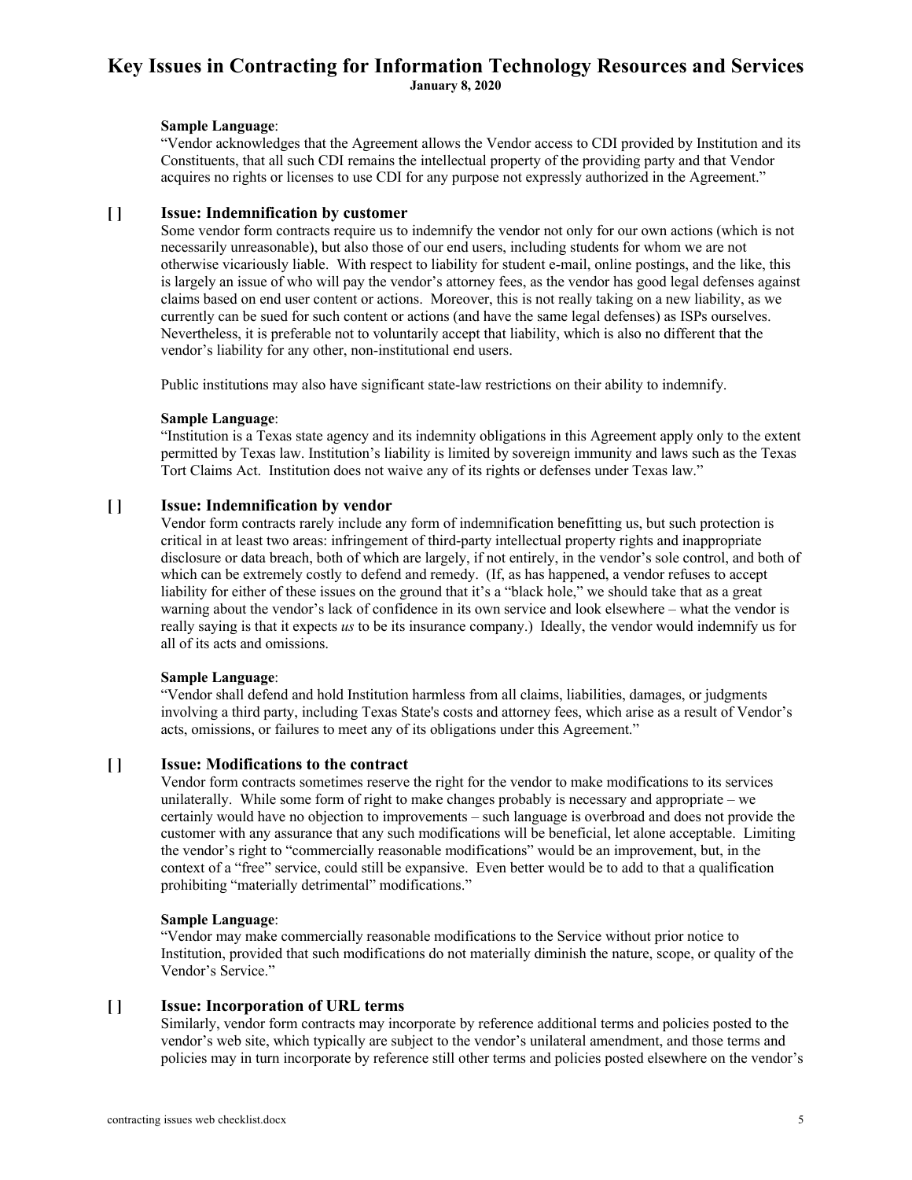**Sample Language**:
"Vendor acknowledges that the Agreement allows the Vendor access to CDI provided by Institution and its Constituents, that all such CDI remains the intellectual property of the providing party and that Vendor acquires no rights or licenses to use CDI for any purpose not expressly authorized in the Agreement."

### [ ] Issue: Indemnification by customer

Some vendor form contracts require us to indemnify the vendor not only for our own actions (which is not necessarily unreasonable), but also those of our end users, including students for whom we are not otherwise vicariously liable. With respect to liability for student e-mail, online postings, and the like, this is largely an issue of who will pay the vendor's attorney fees, as the vendor has good legal defenses against claims based on end user content or actions. Moreover, this is not really taking on a new liability, as we currently can be sued for such content or actions (and have the same legal defenses) as ISPs ourselves. Nevertheless, it is preferable not to voluntarily accept that liability, which is also no different that the vendor's liability for any other, non-institutional end users.

Public institutions may also have significant state-law restrictions on their ability to indemnify.

**Sample Language**:
"Institution is a Texas state agency and its indemnity obligations in this Agreement apply only to the extent permitted by Texas law. Institution's liability is limited by sovereign immunity and laws such as the Texas Tort Claims Act. Institution does not waive any of its rights or defenses under Texas law."

### [ ] Issue: Indemnification by vendor

Vendor form contracts rarely include any form of indemnification benefitting us, but such protection is critical in at least two areas: infringement of third-party intellectual property rights and inappropriate disclosure or data breach, both of which are largely, if not entirely, in the vendor's sole control, and both of which can be extremely costly to defend and remedy. (If, as has happened, a vendor refuses to accept liability for either of these issues on the ground that it's a "black hole," we should take that as a great warning about the vendor's lack of confidence in its own service and look elsewhere – what the vendor is really saying is that it expects *us* to be its insurance company.) Ideally, the vendor would indemnify us for all of its acts and omissions.

**Sample Language**:
"Vendor shall defend and hold Institution harmless from all claims, liabilities, damages, or judgments involving a third party, including Texas State's costs and attorney fees, which arise as a result of Vendor's acts, omissions, or failures to meet any of its obligations under this Agreement."

### [ ] Issue: Modifications to the contract

Vendor form contracts sometimes reserve the right for the vendor to make modifications to its services unilaterally. While some form of right to make changes probably is necessary and appropriate – we certainly would have no objection to improvements – such language is overbroad and does not provide the customer with any assurance that any such modifications will be beneficial, let alone acceptable. Limiting the vendor's right to "commercially reasonable modifications" would be an improvement, but, in the context of a "free" service, could still be expansive. Even better would be to add to that a qualification prohibiting "materially detrimental" modifications."

**Sample Language**:
"Vendor may make commercially reasonable modifications to the Service without prior notice to Institution, provided that such modifications do not materially diminish the nature, scope, or quality of the Vendor's Service."

### [ ] Issue: Incorporation of URL terms

Similarly, vendor form contracts may incorporate by reference additional terms and policies posted to the vendor's web site, which typically are subject to the vendor's unilateral amendment, and those terms and policies may in turn incorporate by reference still other terms and policies posted elsewhere on the vendor's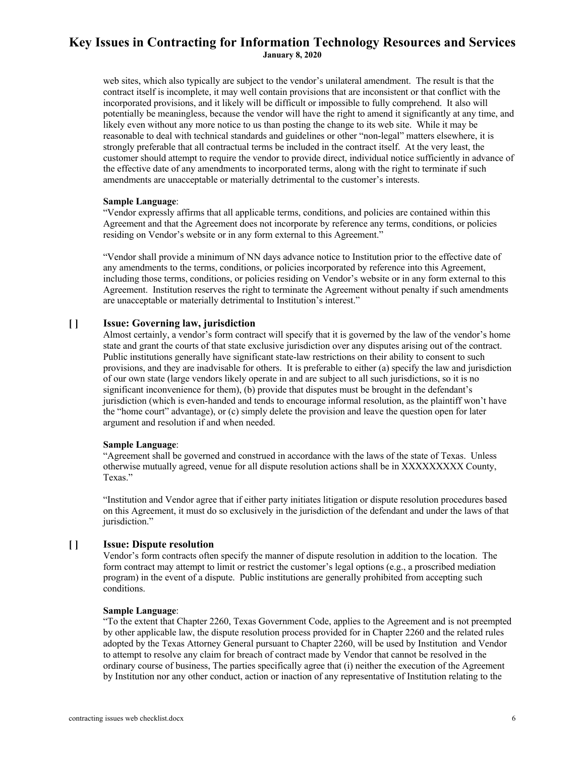web sites, which also typically are subject to the vendor's unilateral amendment. The result is that the contract itself is incomplete, it may well contain provisions that are inconsistent or that conflict with the incorporated provisions, and it likely will be difficult or impossible to fully comprehend. It also will potentially be meaningless, because the vendor will have the right to amend it significantly at any time, and likely even without any more notice to us than posting the change to its web site. While it may be reasonable to deal with technical standards and guidelines or other "non-legal" matters elsewhere, it is strongly preferable that all contractual terms be included in the contract itself. At the very least, the customer should attempt to require the vendor to provide direct, individual notice sufficiently in advance of the effective date of any amendments to incorporated terms, along with the right to terminate if such amendments are unacceptable or materially detrimental to the customer's interests.

**Sample Language**:
"Vendor expressly affirms that all applicable terms, conditions, and policies are contained within this Agreement and that the Agreement does not incorporate by reference any terms, conditions, or policies residing on Vendor's website or in any form external to this Agreement."

"Vendor shall provide a minimum of NN days advance notice to Institution prior to the effective date of any amendments to the terms, conditions, or policies incorporated by reference into this Agreement, including those terms, conditions, or policies residing on Vendor's website or in any form external to this Agreement. Institution reserves the right to terminate the Agreement without penalty if such amendments are unacceptable or materially detrimental to Institution's interest."

### [ ] Issue: Governing law, jurisdiction

Almost certainly, a vendor's form contract will specify that it is governed by the law of the vendor's home state and grant the courts of that state exclusive jurisdiction over any disputes arising out of the contract. Public institutions generally have significant state-law restrictions on their ability to consent to such provisions, and they are inadvisable for others. It is preferable to either (a) specify the law and jurisdiction of our own state (large vendors likely operate in and are subject to all such jurisdictions, so it is no significant inconvenience for them), (b) provide that disputes must be brought in the defendant's jurisdiction (which is even-handed and tends to encourage informal resolution, as the plaintiff won't have the "home court" advantage), or (c) simply delete the provision and leave the question open for later argument and resolution if and when needed.

**Sample Language**:
"Agreement shall be governed and construed in accordance with the laws of the state of Texas. Unless otherwise mutually agreed, venue for all dispute resolution actions shall be in XXXXXXXXX County, Texas."

"Institution and Vendor agree that if either party initiates litigation or dispute resolution procedures based on this Agreement, it must do so exclusively in the jurisdiction of the defendant and under the laws of that jurisdiction."

### [ ] Issue: Dispute resolution

Vendor's form contracts often specify the manner of dispute resolution in addition to the location. The form contract may attempt to limit or restrict the customer's legal options (e.g., a proscribed mediation program) in the event of a dispute. Public institutions are generally prohibited from accepting such conditions.

**Sample Language**:
"To the extent that Chapter 2260, Texas Government Code, applies to the Agreement and is not preempted by other applicable law, the dispute resolution process provided for in Chapter 2260 and the related rules adopted by the Texas Attorney General pursuant to Chapter 2260, will be used by Institution and Vendor to attempt to resolve any claim for breach of contract made by Vendor that cannot be resolved in the ordinary course of business, The parties specifically agree that (i) neither the execution of the Agreement by Institution nor any other conduct, action or inaction of any representative of Institution relating to the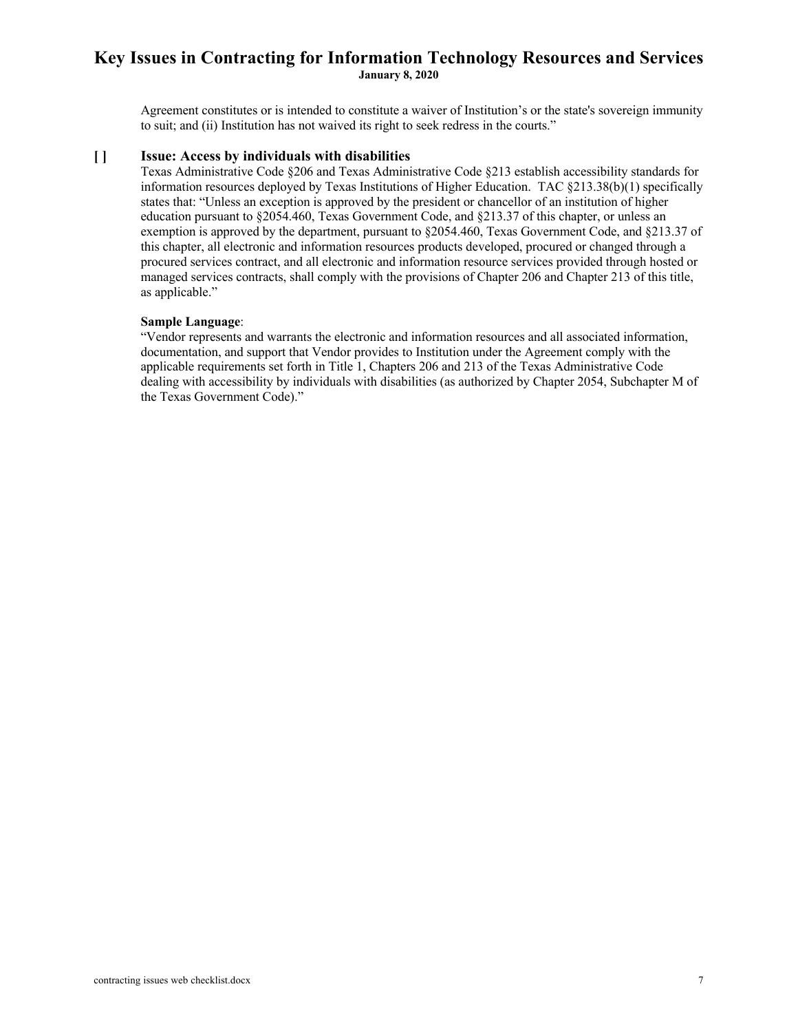Agreement constitutes or is intended to constitute a waiver of Institution's or the state's sovereign immunity to suit; and (ii) Institution has not waived its right to seek redress in the courts."

### [ ] Issue: Access by individuals with disabilities

Texas Administrative Code §206 and Texas Administrative Code §213 establish accessibility standards for information resources deployed by Texas Institutions of Higher Education. TAC §213.38(b)(1) specifically states that: "Unless an exception is approved by the president or chancellor of an institution of higher education pursuant to §2054.460, Texas Government Code, and §213.37 of this chapter, or unless an exemption is approved by the department, pursuant to §2054.460, Texas Government Code, and §213.37 of this chapter, all electronic and information resources products developed, procured or changed through a procured services contract, and all electronic and information resource services provided through hosted or managed services contracts, shall comply with the provisions of Chapter 206 and Chapter 213 of this title, as applicable."

**Sample Language**:

"Vendor represents and warrants the electronic and information resources and all associated information, documentation, and support that Vendor provides to Institution under the Agreement comply with the applicable requirements set forth in Title 1, Chapters 206 and 213 of the Texas Administrative Code dealing with accessibility by individuals with disabilities (as authorized by Chapter 2054, Subchapter M of the Texas Government Code)."